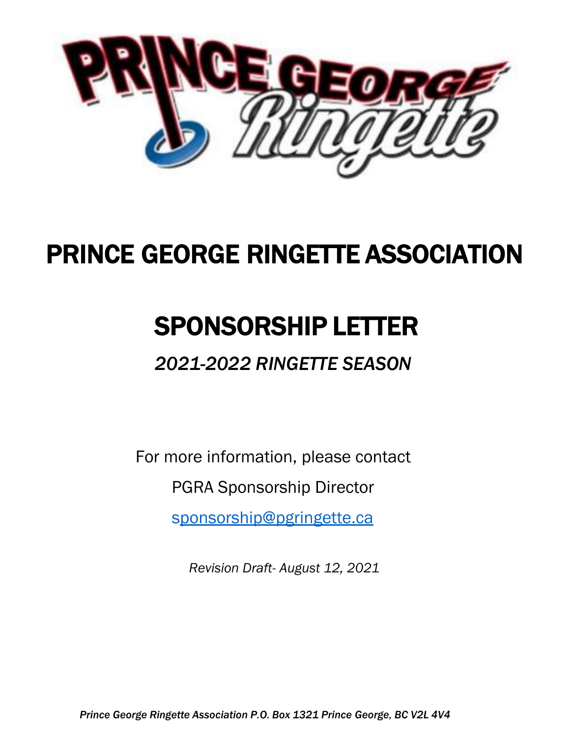# PRINCE GEORGE RINGETTE ASSOCIATION

# SPONSORSHIP LETTER

## *2021-2022 RINGETTE SEASON*

For more information, please contact

PGRA Sponsorship Director

sponsorship@pgringette.ca

*Revision Draft- August 12, 2021*

***Prince George Ringette Association P.O. Box 1321 Prince George, BC V2L 4V4***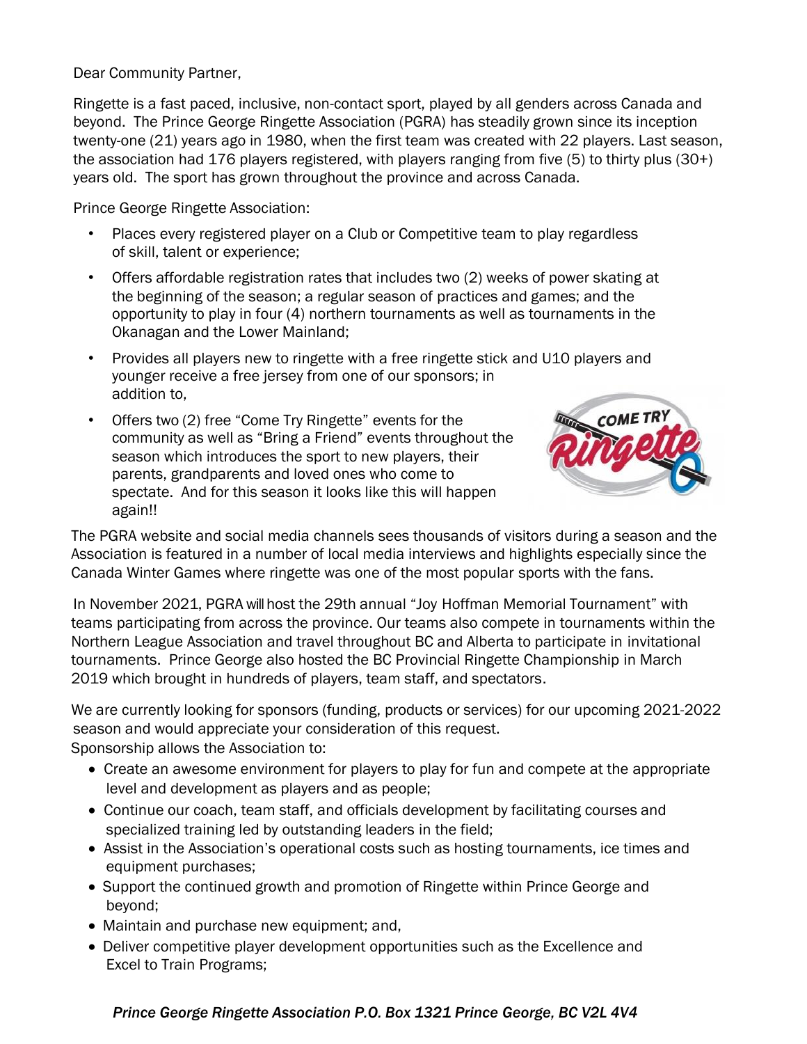Dear Community Partner,

Ringette is a fast paced, inclusive, non-contact sport, played by all genders across Canada and beyond. The Prince George Ringette Association (PGRA) has steadily grown since its inception twenty-one (21) years ago in 1980, when the first team was created with 22 players. Last season, the association had 176 players registered, with players ranging from five (5) to thirty plus (30+) years old. The sport has grown throughout the province and across Canada.

Prince George Ringette Association:

- Places every registered player on a Club or Competitive team to play regardless of skill, talent or experience;
- Offers affordable registration rates that includes two (2) weeks of power skating at the beginning of the season; a regular season of practices and games; and the opportunity to play in four (4) northern tournaments as well as tournaments in the Okanagan and the Lower Mainland;
- Provides all players new to ringette with a free ringette stick and U10 players and younger receive a free jersey from one of our sponsors; in addition to,
- Offers two (2) free "Come Try Ringette" events for the community as well as "Bring a Friend" events throughout the season which introduces the sport to new players, their parents, grandparents and loved ones who come to spectate. And for this season it looks like this will happen again!!

The PGRA website and social media channels sees thousands of visitors during a season and the Association is featured in a number of local media interviews and highlights especially since the Canada Winter Games where ringette was one of the most popular sports with the fans.

In November 2021, PGRA will host the 29th annual "Joy Hoffman Memorial Tournament" with teams participating from across the province. Our teams also compete in tournaments within the Northern League Association and travel throughout BC and Alberta to participate in invitational tournaments. Prince George also hosted the BC Provincial Ringette Championship in March 2019 which brought in hundreds of players, team staff, and spectators.

We are currently looking for sponsors (funding, products or services) for our upcoming 2021-2022 season and would appreciate your consideration of this request.
Sponsorship allows the Association to:

- Create an awesome environment for players to play for fun and compete at the appropriate level and development as players and as people;
- Continue our coach, team staff, and officials development by facilitating courses and specialized training led by outstanding leaders in the field;
- Assist in the Association's operational costs such as hosting tournaments, ice times and equipment purchases;
- Support the continued growth and promotion of Ringette within Prince George and beyond;
- Maintain and purchase new equipment; and,
- Deliver competitive player development opportunities such as the Excellence and Excel to Train Programs;

*Prince George Ringette Association P.O. Box 1321 Prince George, BC V2L 4V4*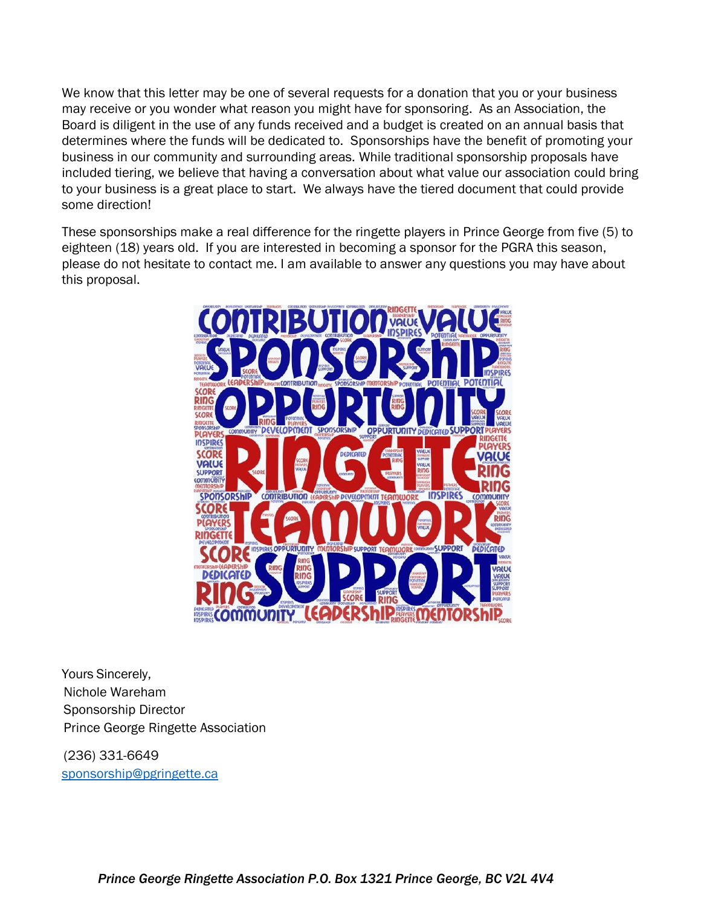We know that this letter may be one of several requests for a donation that you or your business may receive or you wonder what reason you might have for sponsoring. As an Association, the Board is diligent in the use of any funds received and a budget is created on an annual basis that determines where the funds will be dedicated to. Sponsorships have the benefit of promoting your business in our community and surrounding areas. While traditional sponsorship proposals have included tiering, we believe that having a conversation about what value our association could bring to your business is a great place to start. We always have the tiered document that could provide some direction!

These sponsorships make a real difference for the ringette players in Prince George from five (5) to eighteen (18) years old. If you are interested in becoming a sponsor for the PGRA this season, please do not hesitate to contact me. I am available to answer any questions you may have about this proposal.

Yours Sincerely,
Nichole Wareham
Sponsorship Director
Prince George Ringette Association

(236) 331-6649
sponsorship@pgringette.ca

*Prince George Ringette Association P.O. Box 1321 Prince George, BC V2L 4V4*